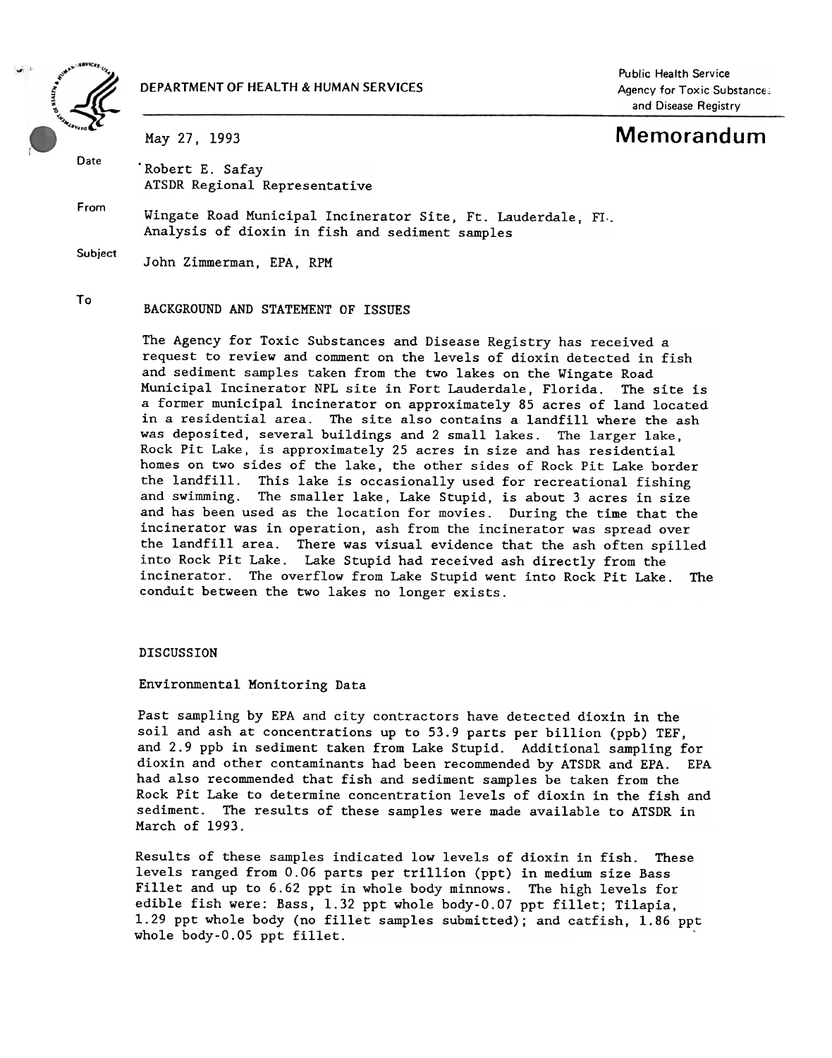DEPARTMENT OF HEALTH & HUMAN SERVICES

Public Health Service
Agency for Toxic Substances and Disease Registry

# Memorandum

Date: May 27, 1993

From: Robert E. Safay
ATSDR Regional Representative

Subject: Wingate Road Municipal Incinerator Site, Ft. Lauderdale, Fl.
Analysis of dioxin in fish and sediment samples

To: John Zimmerman, EPA, RPM

## BACKGROUND AND STATEMENT OF ISSUES

The Agency for Toxic Substances and Disease Registry has received a request to review and comment on the levels of dioxin detected in fish and sediment samples taken from the two lakes on the Wingate Road Municipal Incinerator NPL site in Fort Lauderdale, Florida. The site is a former municipal incinerator on approximately 85 acres of land located in a residential area. The site also contains a landfill where the ash was deposited, several buildings and 2 small lakes. The larger lake, Rock Pit Lake, is approximately 25 acres in size and has residential homes on two sides of the lake, the other sides of Rock Pit Lake border the landfill. This lake is occasionally used for recreational fishing and swimming. The smaller lake, Lake Stupid, is about 3 acres in size and has been used as the location for movies. During the time that the incinerator was in operation, ash from the incinerator was spread over the landfill area. There was visual evidence that the ash often spilled into Rock Pit Lake. Lake Stupid had received ash directly from the incinerator. The overflow from Lake Stupid went into Rock Pit Lake. The conduit between the two lakes no longer exists.

## DISCUSSION

### Environmental Monitoring Data

Past sampling by EPA and city contractors have detected dioxin in the soil and ash at concentrations up to 53.9 parts per billion (ppb) TEF, and 2.9 ppb in sediment taken from Lake Stupid. Additional sampling for dioxin and other contaminants had been recommended by ATSDR and EPA. EPA had also recommended that fish and sediment samples be taken from the Rock Pit Lake to determine concentration levels of dioxin in the fish and sediment. The results of these samples were made available to ATSDR in March of 1993.

Results of these samples indicated low levels of dioxin in fish. These levels ranged from 0.06 parts per trillion (ppt) in medium size Bass Fillet and up to 6.62 ppt in whole body minnows. The high levels for edible fish were: Bass, 1.32 ppt whole body-0.07 ppt fillet; Tilapia, 1.29 ppt whole body (no fillet samples submitted); and catfish, 1.86 ppt whole body-0.05 ppt fillet.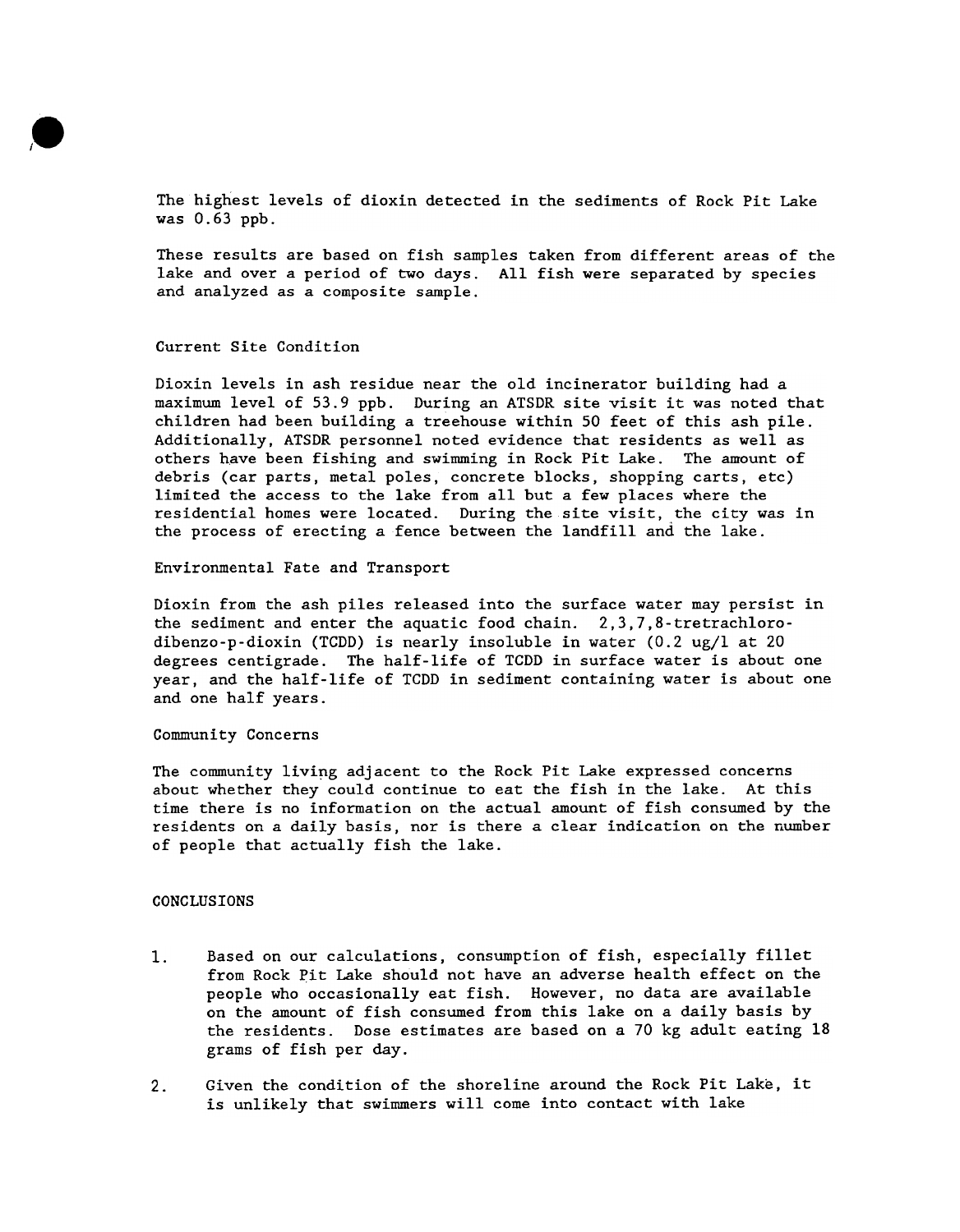The highest levels of dioxin detected in the sediments of Rock Pit Lake was 0.63 ppb.

These results are based on fish samples taken from different areas of the lake and over a period of two days. All fish were separated by species and analyzed as a composite sample.

Current Site Condition

Dioxin levels in ash residue near the old incinerator building had a maximum level of 53.9 ppb. During an ATSDR site visit it was noted that children had been building a treehouse within 50 feet of this ash pile. Additionally, ATSDR personnel noted evidence that residents as well as others have been fishing and swimming in Rock Pit Lake. The amount of debris (car parts, metal poles, concrete blocks, shopping carts, etc) limited the access to the lake from all but a few places where the residential homes were located. During the site visit, the city was in the process of erecting a fence between the landfill and the lake.

Environmental Fate and Transport

Dioxin from the ash piles released into the surface water may persist in the sediment and enter the aquatic food chain. 2,3,7,8-tretrachloro-dibenzo-p-dioxin (TCDD) is nearly insoluble in water (0.2 ug/l at 20 degrees centigrade. The half-life of TCDD in surface water is about one year, and the half-life of TCDD in sediment containing water is about one and one half years.

Community Concerns

The community living adjacent to the Rock Pit Lake expressed concerns about whether they could continue to eat the fish in the lake. At this time there is no information on the actual amount of fish consumed by the residents on a daily basis, nor is there a clear indication on the number of people that actually fish the lake.

CONCLUSIONS

1. Based on our calculations, consumption of fish, especially fillet from Rock Pit Lake should not have an adverse health effect on the people who occasionally eat fish. However, no data are available on the amount of fish consumed from this lake on a daily basis by the residents. Dose estimates are based on a 70 kg adult eating 18 grams of fish per day.

2. Given the condition of the shoreline around the Rock Pit Lake, it is unlikely that swimmers will come into contact with lake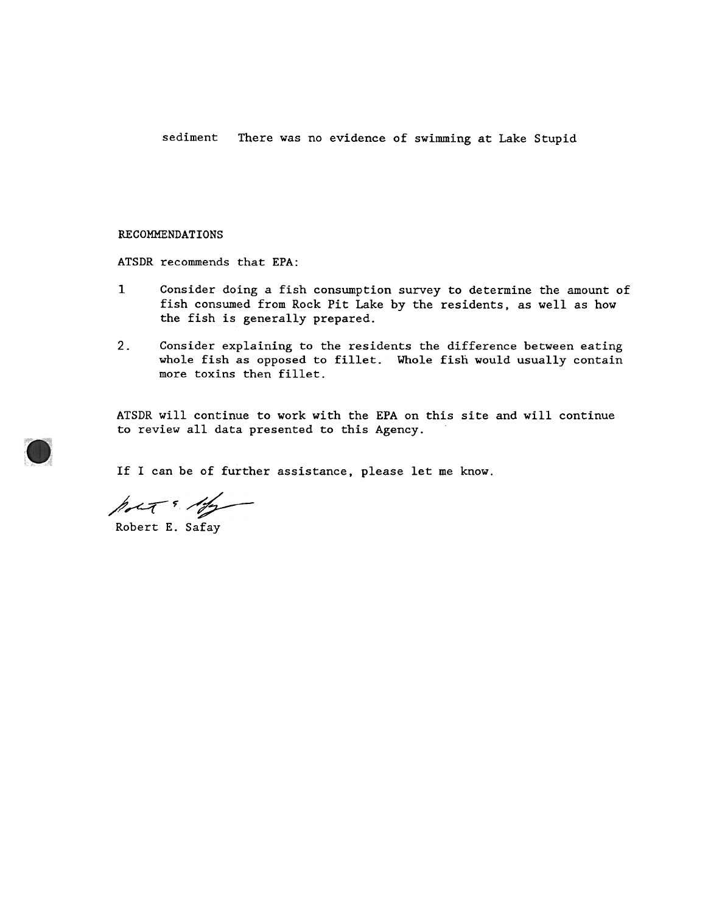sediment There was no evidence of swimming at Lake Stupid

RECOMMENDATIONS

ATSDR recommends that EPA:

1. Consider doing a fish consumption survey to determine the amount of fish consumed from Rock Pit Lake by the residents, as well as how the fish is generally prepared.

2. Consider explaining to the residents the difference between eating whole fish as opposed to fillet. Whole fish would usually contain more toxins then fillet.

ATSDR will continue to work with the EPA on this site and will continue to review all data presented to this Agency.

If I can be of further assistance, please let me know.

Robert E. Safay